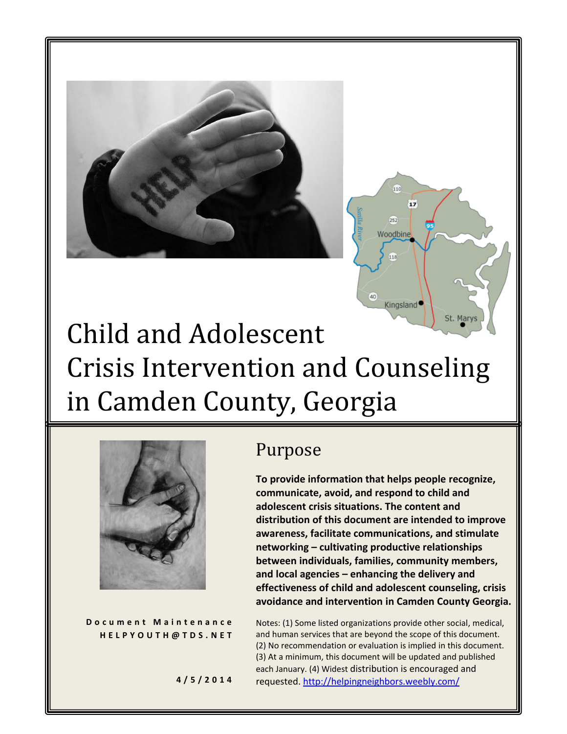# Child and Adolescent Crisis Intervention and Counseling in Camden County, Georgia

## Purpose

**To provide information that helps people recognize, communicate, avoid, and respond to child and adolescent crisis situations. The content and distribution of this document are intended to improve awareness, facilitate communications, and stimulate networking – cultivating productive relationships between individuals, families, community members, and local agencies – enhancing the delivery and effectiveness of child and adolescent counseling, crisis avoidance and intervention in Camden County Georgia.**

Notes: (1) Some listed organizations provide other social, medical, and human services that are beyond the scope of this document. (2) No recommendation or evaluation is implied in this document. (3) At a minimum, this document will be updated and published each January. (4) Widest distribution is encouraged and requested. http://helpingneighbors.weebly.com/

Document Maintenance
HELPYOUTH@TDS.NET

4/5/2014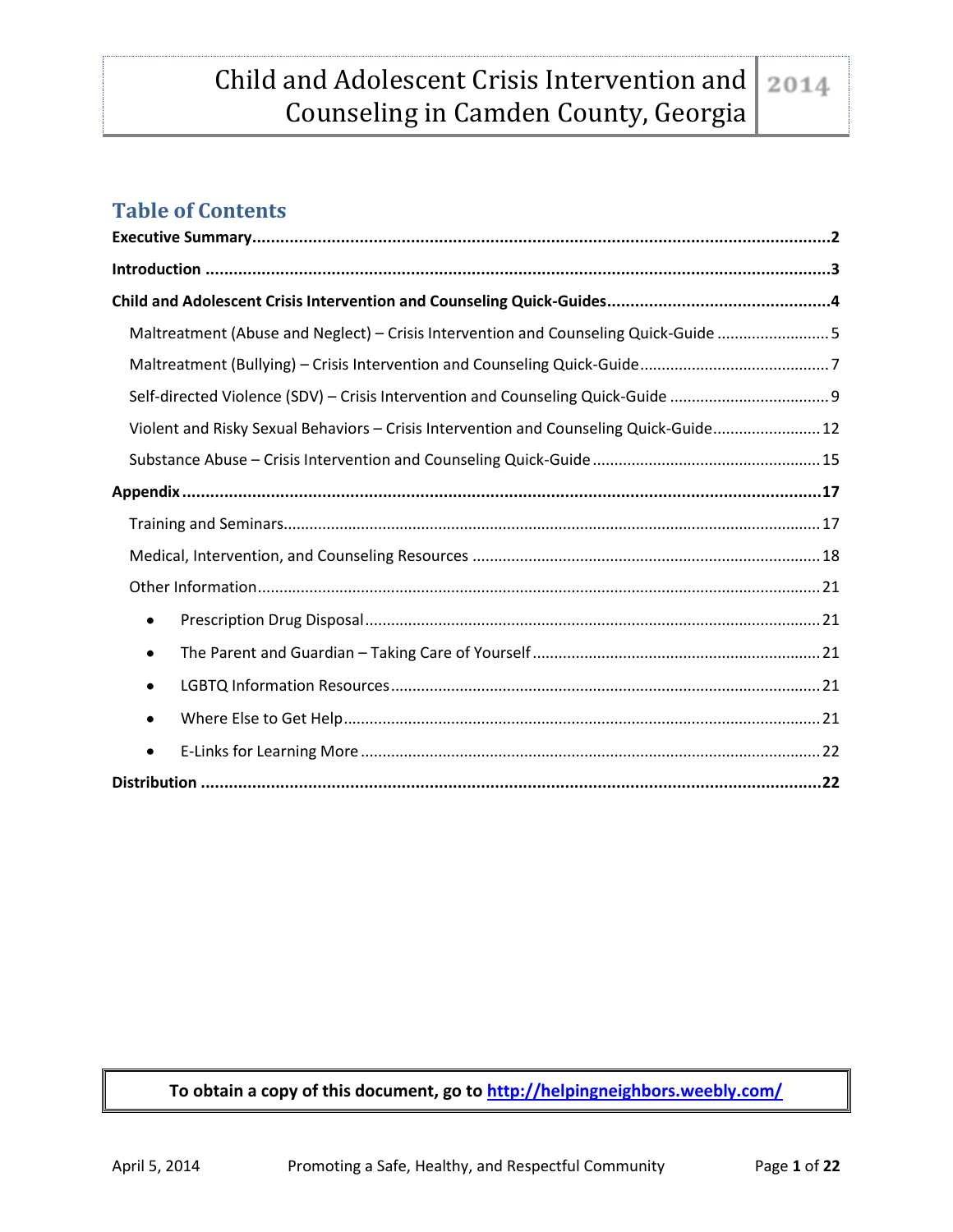# Child and Adolescent Crisis Intervention and Counseling in Camden County, Georgia

## Table of Contents

**Executive Summary** ........................................ **2**

**Introduction** ........................................ **3**

**Child and Adolescent Crisis Intervention and Counseling Quick-Guides** ........................................ **4**

- Maltreatment (Abuse and Neglect) – Crisis Intervention and Counseling Quick-Guide ........................................ 5
- Maltreatment (Bullying) – Crisis Intervention and Counseling Quick-Guide ........................................ 7
- Self-directed Violence (SDV) – Crisis Intervention and Counseling Quick-Guide ........................................ 9
- Violent and Risky Sexual Behaviors – Crisis Intervention and Counseling Quick-Guide ........................................ 12
- Substance Abuse – Crisis Intervention and Counseling Quick-Guide ........................................ 15

**Appendix** ........................................ **17**

- Training and Seminars ........................................ 17
- Medical, Intervention, and Counseling Resources ........................................ 18
- Other Information ........................................ 21
  - Prescription Drug Disposal ........................................ 21
  - The Parent and Guardian – Taking Care of Yourself ........................................ 21
  - LGBTQ Information Resources ........................................ 21
  - Where Else to Get Help ........................................ 21
  - E-Links for Learning More ........................................ 22

**Distribution** ........................................ **22**

**To obtain a copy of this document, go to http://helpingneighbors.weebly.com/**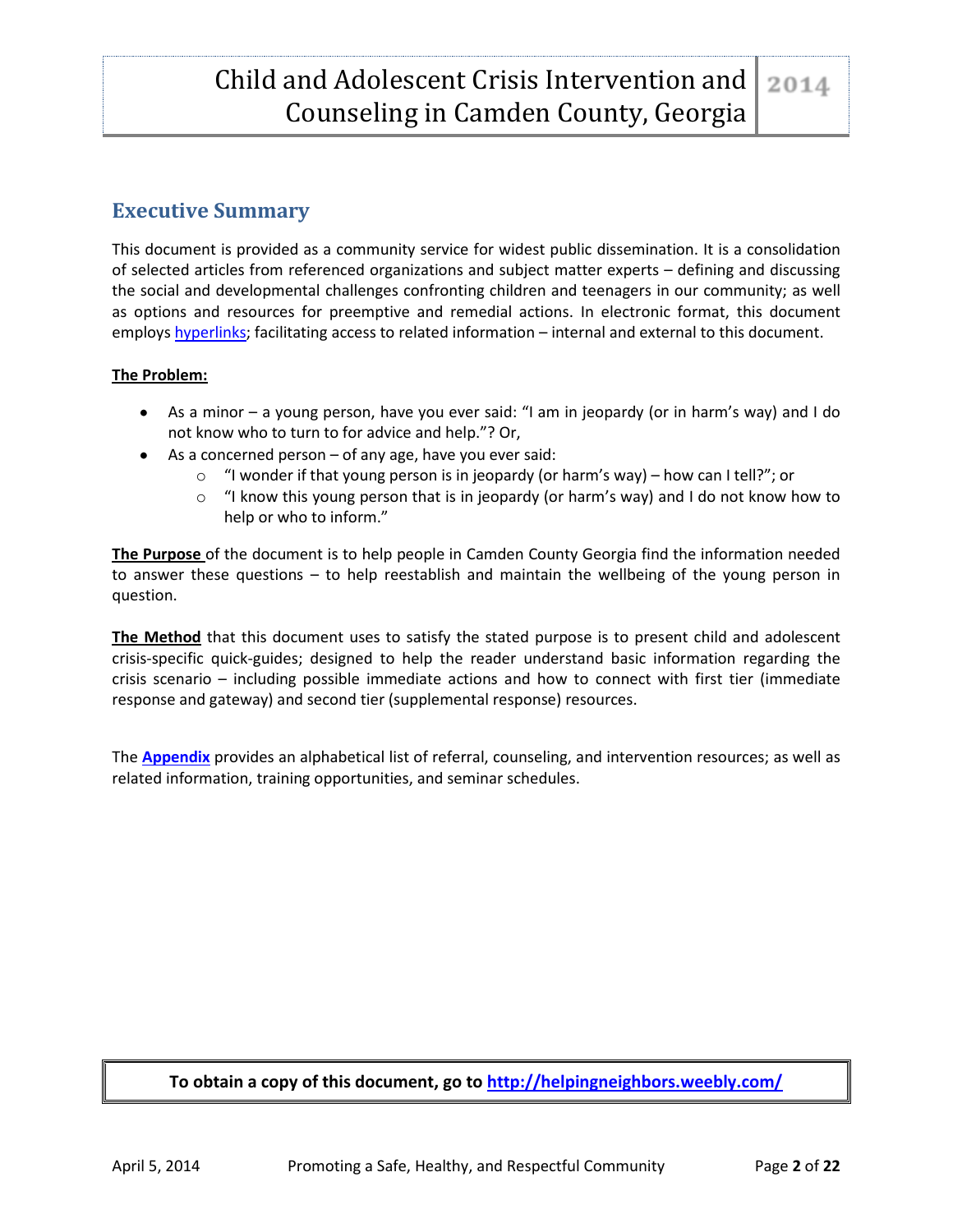## Executive Summary

This document is provided as a community service for widest public dissemination. It is a consolidation of selected articles from referenced organizations and subject matter experts – defining and discussing the social and developmental challenges confronting children and teenagers in our community; as well as options and resources for preemptive and remedial actions. In electronic format, this document employs hyperlinks; facilitating access to related information – internal and external to this document.

**The Problem:**

- As a minor – a young person, have you ever said: "I am in jeopardy (or in harm's way) and I do not know who to turn to for advice and help."? Or,
- As a concerned person – of any age, have you ever said:
  - "I wonder if that young person is in jeopardy (or harm's way) – how can I tell?"; or
  - "I know this young person that is in jeopardy (or harm's way) and I do not know how to help or who to inform."

**The Purpose** of the document is to help people in Camden County Georgia find the information needed to answer these questions – to help reestablish and maintain the wellbeing of the young person in question.

**The Method** that this document uses to satisfy the stated purpose is to present child and adolescent crisis-specific quick-guides; designed to help the reader understand basic information regarding the crisis scenario – including possible immediate actions and how to connect with first tier (immediate response and gateway) and second tier (supplemental response) resources.

The **Appendix** provides an alphabetical list of referral, counseling, and intervention resources; as well as related information, training opportunities, and seminar schedules.

**To obtain a copy of this document, go to http://helpingneighbors.weebly.com/**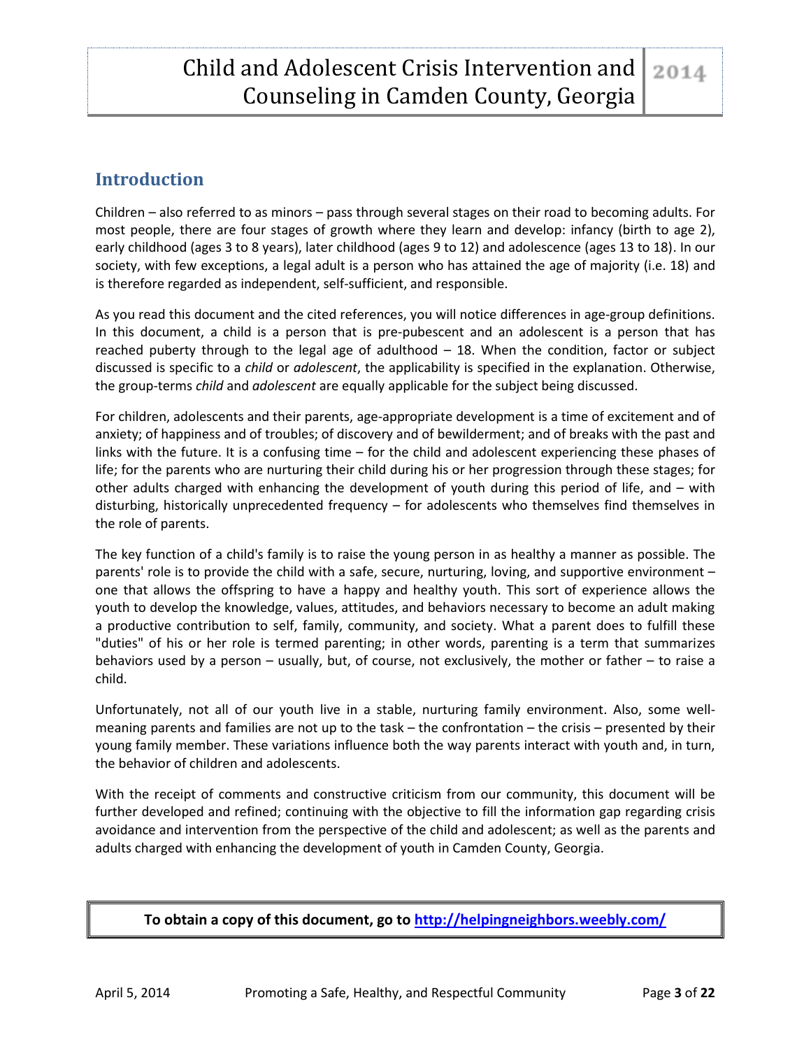## Introduction

Children – also referred to as minors – pass through several stages on their road to becoming adults. For most people, there are four stages of growth where they learn and develop: infancy (birth to age 2), early childhood (ages 3 to 8 years), later childhood (ages 9 to 12) and adolescence (ages 13 to 18). In our society, with few exceptions, a legal adult is a person who has attained the age of majority (i.e. 18) and is therefore regarded as independent, self-sufficient, and responsible.

As you read this document and the cited references, you will notice differences in age-group definitions. In this document, a child is a person that is pre-pubescent and an adolescent is a person that has reached puberty through to the legal age of adulthood – 18. When the condition, factor or subject discussed is specific to a *child* or *adolescent*, the applicability is specified in the explanation. Otherwise, the group-terms *child* and *adolescent* are equally applicable for the subject being discussed.

For children, adolescents and their parents, age-appropriate development is a time of excitement and of anxiety; of happiness and of troubles; of discovery and of bewilderment; and of breaks with the past and links with the future. It is a confusing time – for the child and adolescent experiencing these phases of life; for the parents who are nurturing their child during his or her progression through these stages; for other adults charged with enhancing the development of youth during this period of life, and – with disturbing, historically unprecedented frequency – for adolescents who themselves find themselves in the role of parents.

The key function of a child's family is to raise the young person in as healthy a manner as possible. The parents' role is to provide the child with a safe, secure, nurturing, loving, and supportive environment – one that allows the offspring to have a happy and healthy youth. This sort of experience allows the youth to develop the knowledge, values, attitudes, and behaviors necessary to become an adult making a productive contribution to self, family, community, and society. What a parent does to fulfill these "duties" of his or her role is termed parenting; in other words, parenting is a term that summarizes behaviors used by a person – usually, but, of course, not exclusively, the mother or father – to raise a child.

Unfortunately, not all of our youth live in a stable, nurturing family environment. Also, some well-meaning parents and families are not up to the task – the confrontation – the crisis – presented by their young family member. These variations influence both the way parents interact with youth and, in turn, the behavior of children and adolescents.

With the receipt of comments and constructive criticism from our community, this document will be further developed and refined; continuing with the objective to fill the information gap regarding crisis avoidance and intervention from the perspective of the child and adolescent; as well as the parents and adults charged with enhancing the development of youth in Camden County, Georgia.

**To obtain a copy of this document, go to [http://helpingneighbors.weebly.com/](http://helpingneighbors.weebly.com/)**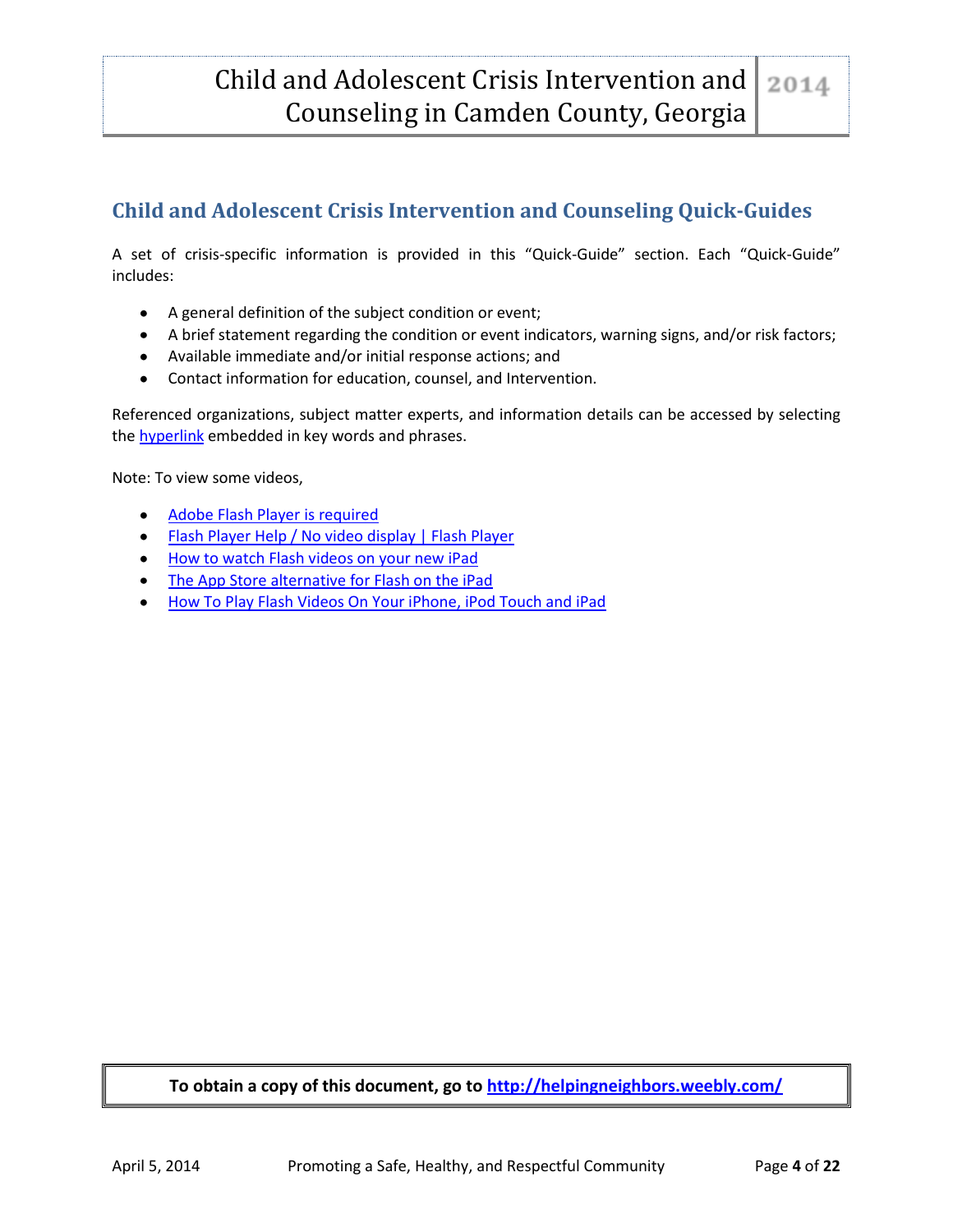## Child and Adolescent Crisis Intervention and Counseling Quick-Guides

A set of crisis-specific information is provided in this "Quick-Guide" section. Each "Quick-Guide" includes:

- A general definition of the subject condition or event;
- A brief statement regarding the condition or event indicators, warning signs, and/or risk factors;
- Available immediate and/or initial response actions; and
- Contact information for education, counsel, and Intervention.

Referenced organizations, subject matter experts, and information details can be accessed by selecting the hyperlink embedded in key words and phrases.

Note: To view some videos,

- Adobe Flash Player is required
- Flash Player Help / No video display | Flash Player
- How to watch Flash videos on your new iPad
- The App Store alternative for Flash on the iPad
- How To Play Flash Videos On Your iPhone, iPod Touch and iPad

**To obtain a copy of this document, go to http://helpingneighbors.weebly.com/**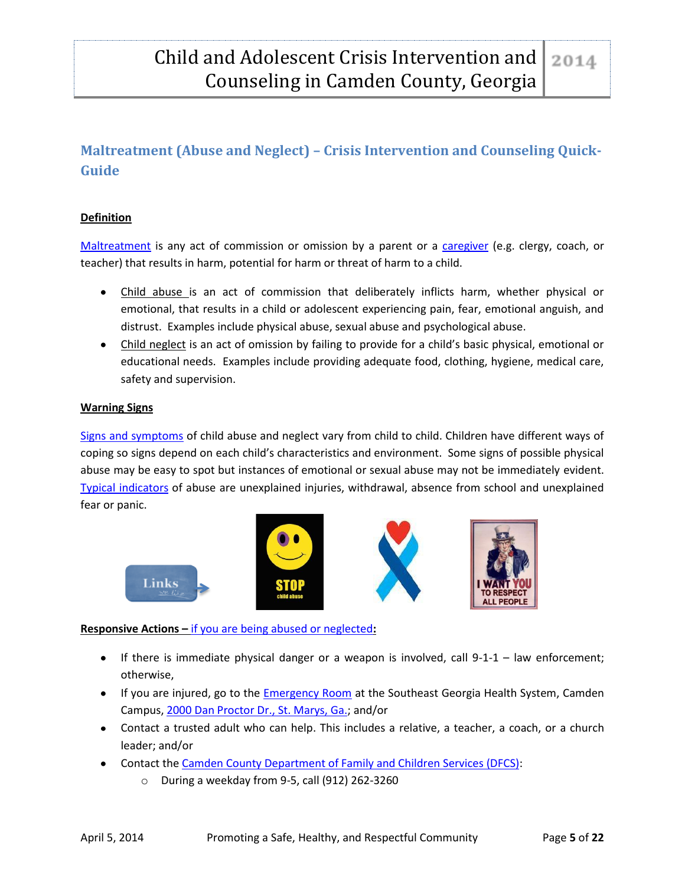## Maltreatment (Abuse and Neglect) – Crisis Intervention and Counseling Quick-Guide

**Definition**

Maltreatment is any act of commission or omission by a parent or a caregiver (e.g. clergy, coach, or teacher) that results in harm, potential for harm or threat of harm to a child.

- Child abuse is an act of commission that deliberately inflicts harm, whether physical or emotional, that results in a child or adolescent experiencing pain, fear, emotional anguish, and distrust. Examples include physical abuse, sexual abuse and psychological abuse.
- Child neglect is an act of omission by failing to provide for a child's basic physical, emotional or educational needs. Examples include providing adequate food, clothing, hygiene, medical care, safety and supervision.

**Warning Signs**

Signs and symptoms of child abuse and neglect vary from child to child. Children have different ways of coping so signs depend on each child's characteristics and environment. Some signs of possible physical abuse may be easy to spot but instances of emotional or sexual abuse may not be immediately evident. Typical indicators of abuse are unexplained injuries, withdrawal, absence from school and unexplained fear or panic.

**Responsive Actions – if you are being abused or neglected:**

- If there is immediate physical danger or a weapon is involved, call 9-1-1 – law enforcement; otherwise,
- If you are injured, go to the Emergency Room at the Southeast Georgia Health System, Camden Campus, 2000 Dan Proctor Dr., St. Marys, Ga.; and/or
- Contact a trusted adult who can help. This includes a relative, a teacher, a coach, or a church leader; and/or
- Contact the Camden County Department of Family and Children Services (DFCS):
  - During a weekday from 9-5, call (912) 262-3260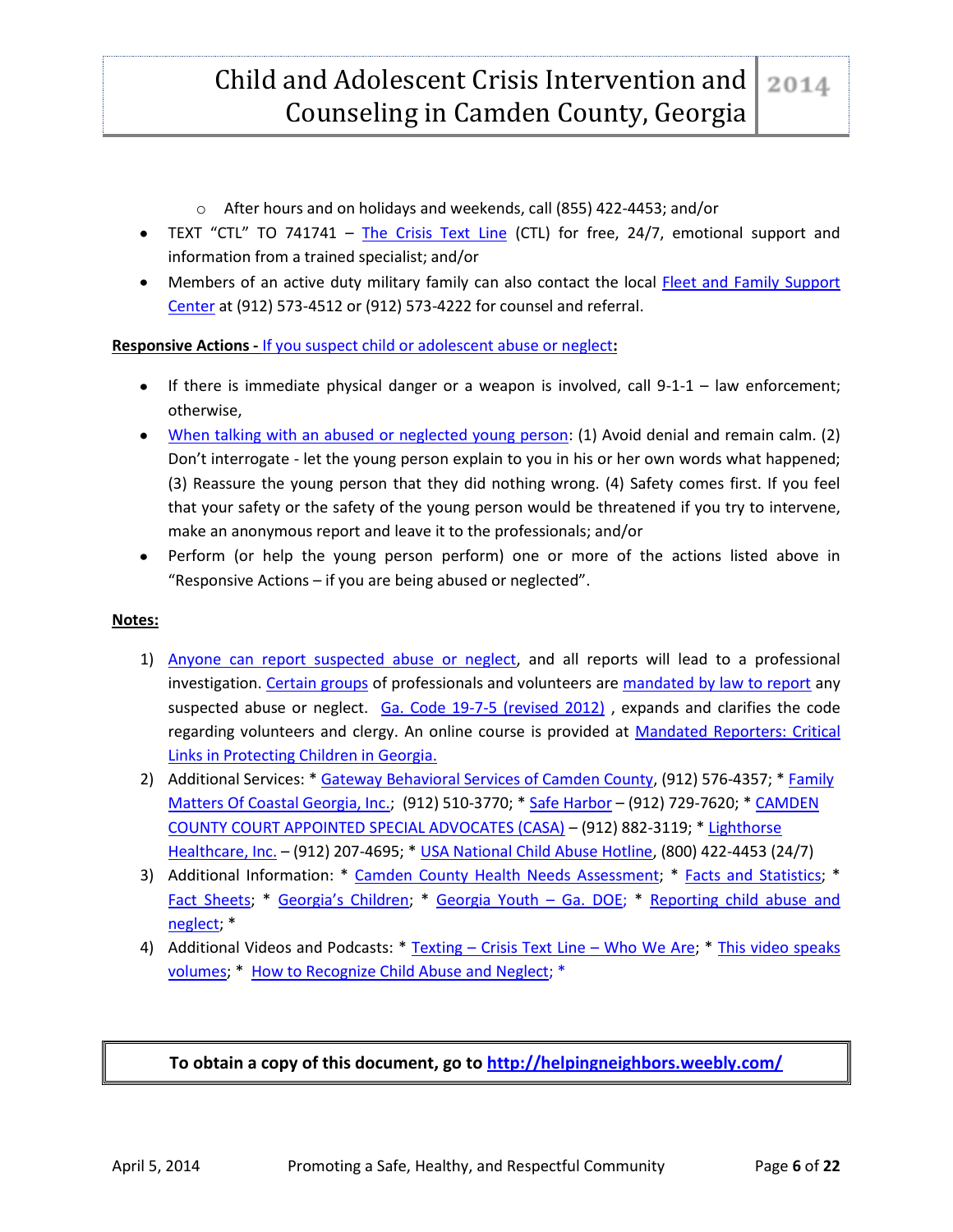- After hours and on holidays and weekends, call (855) 422-4453; and/or

- TEXT "CTL" TO 741741 – The Crisis Text Line (CTL) for free, 24/7, emotional support and information from a trained specialist; and/or
- Members of an active duty military family can also contact the local Fleet and Family Support Center at (912) 573-4512 or (912) 573-4222 for counsel and referral.

**Responsive Actions - If you suspect child or adolescent abuse or neglect:**

- If there is immediate physical danger or a weapon is involved, call 9-1-1 – law enforcement; otherwise,
- When talking with an abused or neglected young person: (1) Avoid denial and remain calm. (2) Don't interrogate - let the young person explain to you in his or her own words what happened; (3) Reassure the young person that they did nothing wrong. (4) Safety comes first. If you feel that your safety or the safety of the young person would be threatened if you try to intervene, make an anonymous report and leave it to the professionals; and/or
- Perform (or help the young person perform) one or more of the actions listed above in "Responsive Actions – if you are being abused or neglected".

**Notes:**

1) Anyone can report suspected abuse or neglect, and all reports will lead to a professional investigation. Certain groups of professionals and volunteers are mandated by law to report any suspected abuse or neglect. Ga. Code 19-7-5 (revised 2012) , expands and clarifies the code regarding volunteers and clergy. An online course is provided at Mandated Reporters: Critical Links in Protecting Children in Georgia.
2) Additional Services: * Gateway Behavioral Services of Camden County, (912) 576-4357; * Family Matters Of Coastal Georgia, Inc.; (912) 510-3770; * Safe Harbor – (912) 729-7620; * CAMDEN COUNTY COURT APPOINTED SPECIAL ADVOCATES (CASA) – (912) 882-3119; * Lighthorse Healthcare, Inc. – (912) 207-4695; * USA National Child Abuse Hotline, (800) 422-4453 (24/7)
3) Additional Information: * Camden County Health Needs Assessment; * Facts and Statistics; * Fact Sheets; * Georgia's Children; * Georgia Youth – Ga. DOE; * Reporting child abuse and neglect; *
4) Additional Videos and Podcasts: * Texting – Crisis Text Line – Who We Are; * This video speaks volumes; * How to Recognize Child Abuse and Neglect; *

**To obtain a copy of this document, go to http://helpingneighbors.weebly.com/**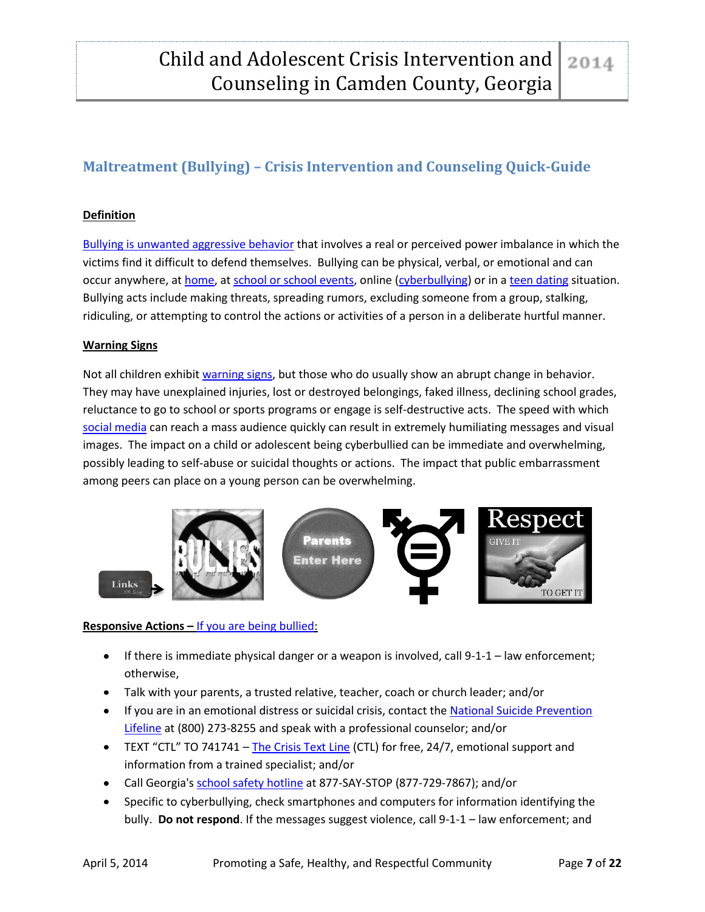## Maltreatment (Bullying) – Crisis Intervention and Counseling Quick-Guide

**Definition**

Bullying is unwanted aggressive behavior that involves a real or perceived power imbalance in which the victims find it difficult to defend themselves. Bullying can be physical, verbal, or emotional and can occur anywhere, at home, at school or school events, online (cyberbullying) or in a teen dating situation. Bullying acts include making threats, spreading rumors, excluding someone from a group, stalking, ridiculing, or attempting to control the actions or activities of a person in a deliberate hurtful manner.

**Warning Signs**

Not all children exhibit warning signs, but those who do usually show an abrupt change in behavior. They may have unexplained injuries, lost or destroyed belongings, faked illness, declining school grades, reluctance to go to school or sports programs or engage is self-destructive acts. The speed with which social media can reach a mass audience quickly can result in extremely humiliating messages and visual images. The impact on a child or adolescent being cyberbullied can be immediate and overwhelming, possibly leading to self-abuse or suicidal thoughts or actions. The impact that public embarrassment among peers can place on a young person can be overwhelming.

**Responsive Actions –** If you are being bullied:

- If there is immediate physical danger or a weapon is involved, call 9-1-1 – law enforcement; otherwise,
- Talk with your parents, a trusted relative, teacher, coach or church leader; and/or
- If you are in an emotional distress or suicidal crisis, contact the National Suicide Prevention Lifeline at (800) 273-8255 and speak with a professional counselor; and/or
- TEXT "CTL" TO 741741 – The Crisis Text Line (CTL) for free, 24/7, emotional support and information from a trained specialist; and/or
- Call Georgia's school safety hotline at 877-SAY-STOP (877-729-7867); and/or
- Specific to cyberbullying, check smartphones and computers for information identifying the bully. **Do not respond**. If the messages suggest violence, call 9-1-1 – law enforcement; and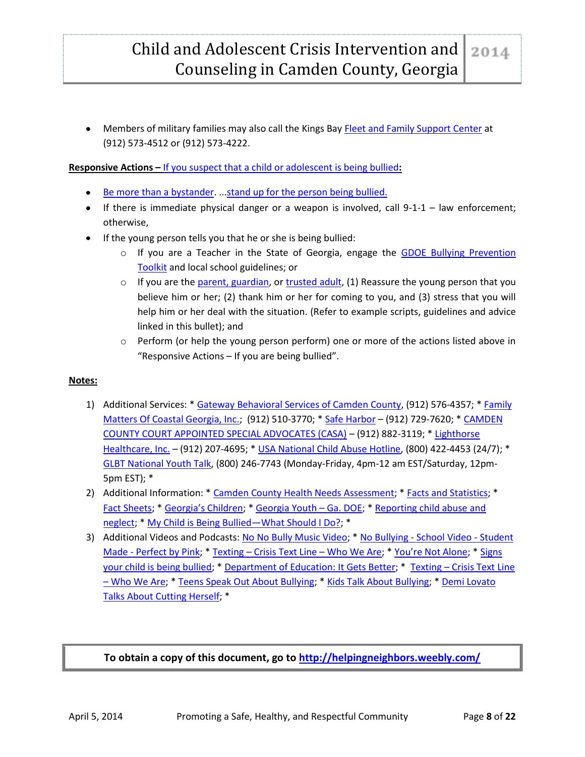- Members of military families may also call the Kings Bay Fleet and Family Support Center at (912) 573-4512 or (912) 573-4222.

**Responsive Actions – If you suspect that a child or adolescent is being bullied:**

- Be more than a bystander. ...stand up for the person being bullied.
- If there is immediate physical danger or a weapon is involved, call 9-1-1 – law enforcement; otherwise,
- If the young person tells you that he or she is being bullied:
  - If you are a Teacher in the State of Georgia, engage the GDOE Bullying Prevention Toolkit and local school guidelines; or
  - If you are the parent, guardian, or trusted adult, (1) Reassure the young person that you believe him or her; (2) thank him or her for coming to you, and (3) stress that you will help him or her deal with the situation. (Refer to example scripts, guidelines and advice linked in this bullet); and
  - Perform (or help the young person perform) one or more of the actions listed above in "Responsive Actions – If you are being bullied".

**Notes:**

1) Additional Services: * Gateway Behavioral Services of Camden County, (912) 576-4357; * Family Matters Of Coastal Georgia, Inc.; (912) 510-3770; * Safe Harbor – (912) 729-7620; * CAMDEN COUNTY COURT APPOINTED SPECIAL ADVOCATES (CASA) – (912) 882-3119; * Lighthorse Healthcare, Inc. – (912) 207-4695; * USA National Child Abuse Hotline, (800) 422-4453 (24/7); * GLBT National Youth Talk, (800) 246-7743 (Monday-Friday, 4pm-12 am EST/Saturday, 12pm-5pm EST); *
2) Additional Information: * Camden County Health Needs Assessment; * Facts and Statistics; * Fact Sheets; * Georgia's Children; * Georgia Youth – Ga. DOE; * Reporting child abuse and neglect; * My Child is Being Bullied—What Should I Do?; *
3) Additional Videos and Podcasts: No No Bully Music Video; * No Bullying - School Video - Student Made - Perfect by Pink; * Texting – Crisis Text Line – Who We Are; * You're Not Alone; * Signs your child is being bullied; * Department of Education: It Gets Better; * Texting – Crisis Text Line – Who We Are; * Teens Speak Out About Bullying; * Kids Talk About Bullying; * Demi Lovato Talks About Cutting Herself; *

**To obtain a copy of this document, go to http://helpingneighbors.weebly.com/**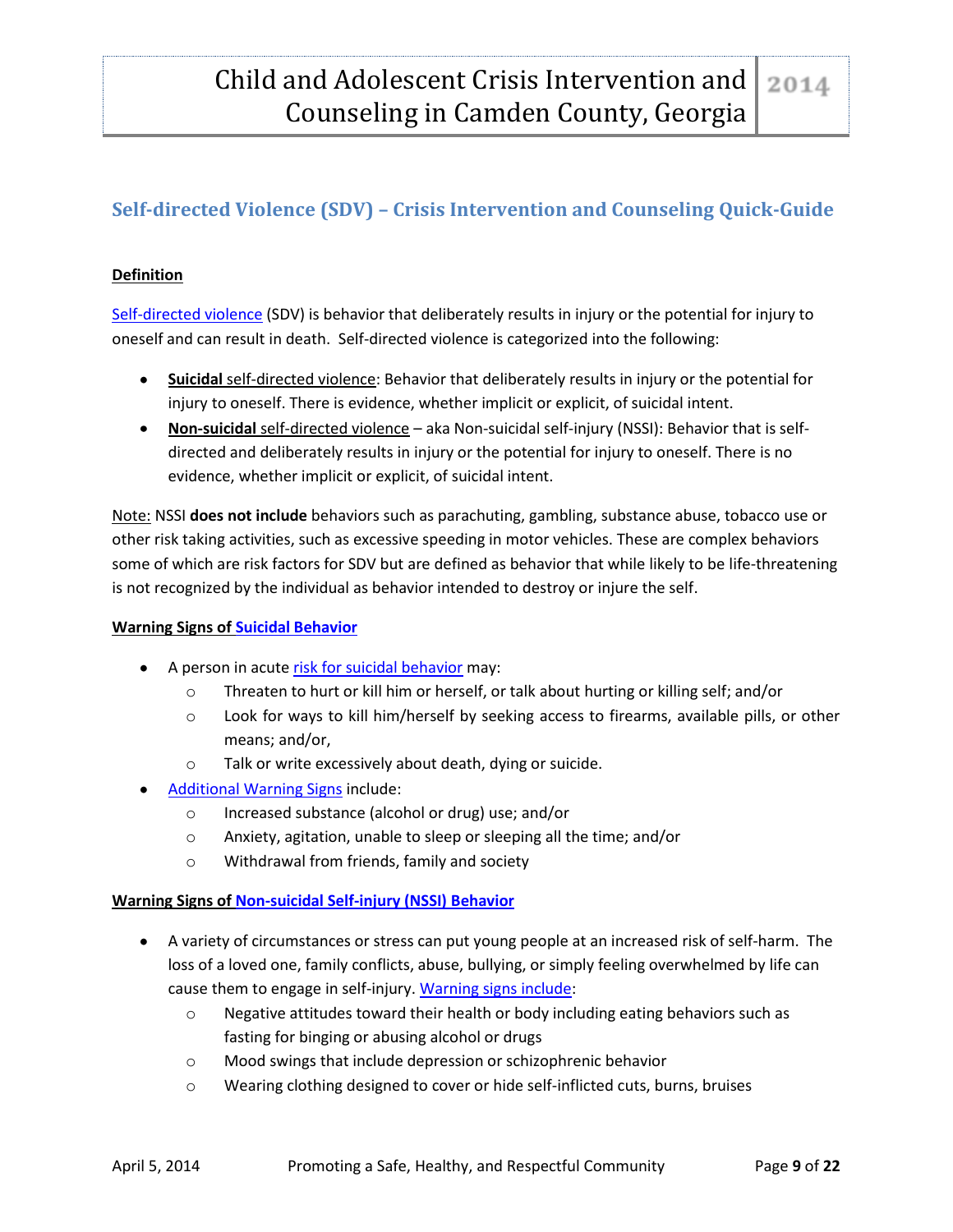## Self-directed Violence (SDV) – Crisis Intervention and Counseling Quick-Guide

### Definition

Self-directed violence (SDV) is behavior that deliberately results in injury or the potential for injury to oneself and can result in death. Self-directed violence is categorized into the following:

- **Suicidal** self-directed violence: Behavior that deliberately results in injury or the potential for injury to oneself. There is evidence, whether implicit or explicit, of suicidal intent.
- **Non-suicidal** self-directed violence – aka Non-suicidal self-injury (NSSI): Behavior that is self-directed and deliberately results in injury or the potential for injury to oneself. There is no evidence, whether implicit or explicit, of suicidal intent.

Note: NSSI **does not include** behaviors such as parachuting, gambling, substance abuse, tobacco use or other risk taking activities, such as excessive speeding in motor vehicles. These are complex behaviors some of which are risk factors for SDV but are defined as behavior that while likely to be life-threatening is not recognized by the individual as behavior intended to destroy or injure the self.

### Warning Signs of Suicidal Behavior

- A person in acute risk for suicidal behavior may:
  - Threaten to hurt or kill him or herself, or talk about hurting or killing self; and/or
  - Look for ways to kill him/herself by seeking access to firearms, available pills, or other means; and/or,
  - Talk or write excessively about death, dying or suicide.
- Additional Warning Signs include:
  - Increased substance (alcohol or drug) use; and/or
  - Anxiety, agitation, unable to sleep or sleeping all the time; and/or
  - Withdrawal from friends, family and society

### Warning Signs of Non-suicidal Self-injury (NSSI) Behavior

- A variety of circumstances or stress can put young people at an increased risk of self-harm. The loss of a loved one, family conflicts, abuse, bullying, or simply feeling overwhelmed by life can cause them to engage in self-injury. Warning signs include:
  - Negative attitudes toward their health or body including eating behaviors such as fasting for binging or abusing alcohol or drugs
  - Mood swings that include depression or schizophrenic behavior
  - Wearing clothing designed to cover or hide self-inflicted cuts, burns, bruises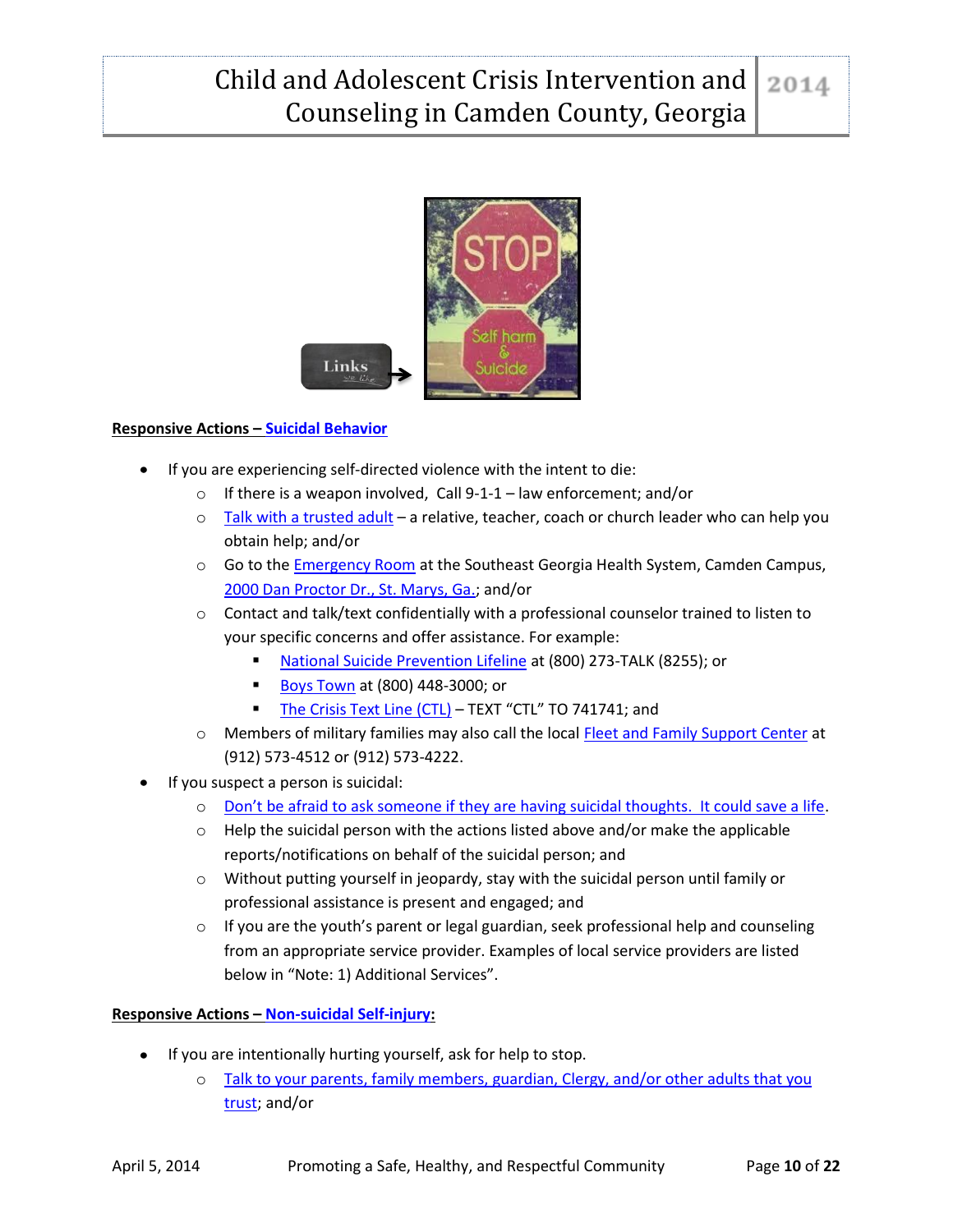**Responsive Actions – Suicidal Behavior**

- If you are experiencing self-directed violence with the intent to die:
  - If there is a weapon involved, Call 9-1-1 – law enforcement; and/or
  - Talk with a trusted adult – a relative, teacher, coach or church leader who can help you obtain help; and/or
  - Go to the Emergency Room at the Southeast Georgia Health System, Camden Campus, 2000 Dan Proctor Dr., St. Marys, Ga.; and/or
  - Contact and talk/text confidentially with a professional counselor trained to listen to your specific concerns and offer assistance. For example:
    - National Suicide Prevention Lifeline at (800) 273-TALK (8255); or
    - Boys Town at (800) 448-3000; or
    - The Crisis Text Line (CTL) – TEXT "CTL" TO 741741; and
  - Members of military families may also call the local Fleet and Family Support Center at (912) 573-4512 or (912) 573-4222.
- If you suspect a person is suicidal:
  - Don't be afraid to ask someone if they are having suicidal thoughts. It could save a life.
  - Help the suicidal person with the actions listed above and/or make the applicable reports/notifications on behalf of the suicidal person; and
  - Without putting yourself in jeopardy, stay with the suicidal person until family or professional assistance is present and engaged; and
  - If you are the youth's parent or legal guardian, seek professional help and counseling from an appropriate service provider. Examples of local service providers are listed below in "Note: 1) Additional Services".

**Responsive Actions – Non-suicidal Self-injury:**

- If you are intentionally hurting yourself, ask for help to stop.
  - Talk to your parents, family members, guardian, Clergy, and/or other adults that you trust; and/or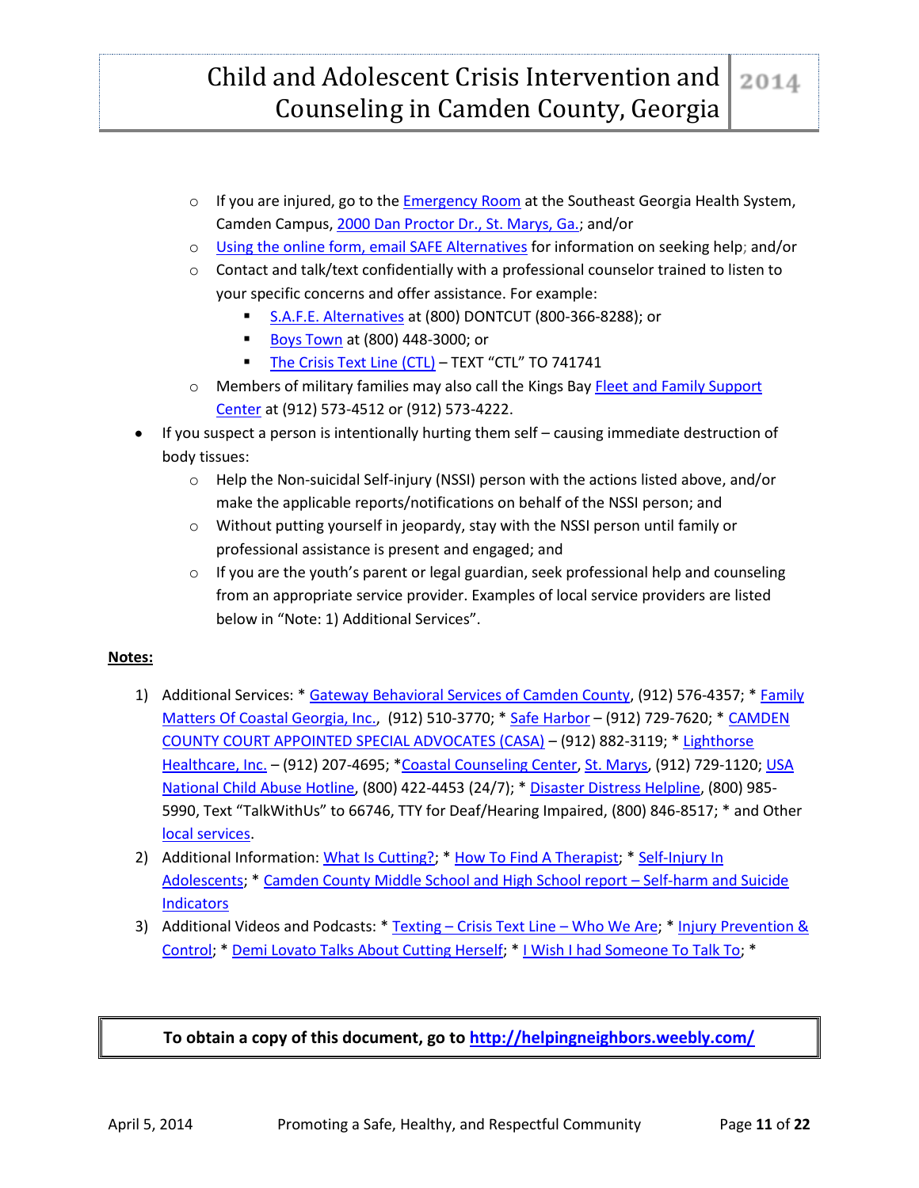- If you are injured, go to the Emergency Room at the Southeast Georgia Health System, Camden Campus, 2000 Dan Proctor Dr., St. Marys, Ga.; and/or
  - Using the online form, email SAFE Alternatives for information on seeking help; and/or
  - Contact and talk/text confidentially with a professional counselor trained to listen to your specific concerns and offer assistance. For example:
    - S.A.F.E. Alternatives at (800) DONTCUT (800-366-8288); or
    - Boys Town at (800) 448-3000; or
    - The Crisis Text Line (CTL) – TEXT “CTL” TO 741741
  - Members of military families may also call the Kings Bay Fleet and Family Support Center at (912) 573-4512 or (912) 573-4222.
- If you suspect a person is intentionally hurting them self – causing immediate destruction of body tissues:
  - Help the Non-suicidal Self-injury (NSSI) person with the actions listed above, and/or make the applicable reports/notifications on behalf of the NSSI person; and
  - Without putting yourself in jeopardy, stay with the NSSI person until family or professional assistance is present and engaged; and
  - If you are the youth’s parent or legal guardian, seek professional help and counseling from an appropriate service provider. Examples of local service providers are listed below in “Note: 1) Additional Services”.

**Notes:**

1) Additional Services: * Gateway Behavioral Services of Camden County, (912) 576-4357; * Family Matters Of Coastal Georgia, Inc., (912) 510-3770; * Safe Harbor – (912) 729-7620; * CAMDEN COUNTY COURT APPOINTED SPECIAL ADVOCATES (CASA) – (912) 882-3119; * Lighthorse Healthcare, Inc. – (912) 207-4695; *Coastal Counseling Center, St. Marys, (912) 729-1120; USA National Child Abuse Hotline, (800) 422-4453 (24/7); * Disaster Distress Helpline, (800) 985-5990, Text “TalkWithUs” to 66746, TTY for Deaf/Hearing Impaired, (800) 846-8517; * and Other local services.
2) Additional Information: What Is Cutting?; * How To Find A Therapist; * Self-Injury In Adolescents; * Camden County Middle School and High School report – Self-harm and Suicide Indicators
3) Additional Videos and Podcasts: * Texting – Crisis Text Line – Who We Are; * Injury Prevention & Control; * Demi Lovato Talks About Cutting Herself; * I Wish I had Someone To Talk To; *

**To obtain a copy of this document, go to http://helpingneighbors.weebly.com/**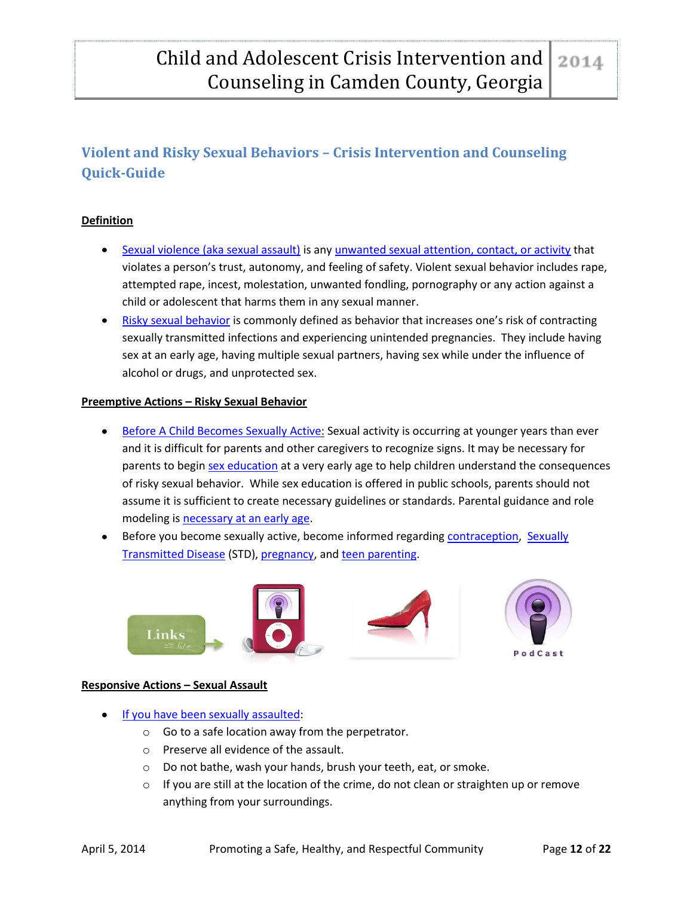## Violent and Risky Sexual Behaviors – Crisis Intervention and Counseling Quick-Guide

**Definition**

- Sexual violence (aka sexual assault) is any unwanted sexual attention, contact, or activity that violates a person's trust, autonomy, and feeling of safety. Violent sexual behavior includes rape, attempted rape, incest, molestation, unwanted fondling, pornography or any action against a child or adolescent that harms them in any sexual manner.
- Risky sexual behavior is commonly defined as behavior that increases one's risk of contracting sexually transmitted infections and experiencing unintended pregnancies. They include having sex at an early age, having multiple sexual partners, having sex while under the influence of alcohol or drugs, and unprotected sex.

**Preemptive Actions – Risky Sexual Behavior**

- Before A Child Becomes Sexually Active: Sexual activity is occurring at younger years than ever and it is difficult for parents and other caregivers to recognize signs. It may be necessary for parents to begin sex education at a very early age to help children understand the consequences of risky sexual behavior. While sex education is offered in public schools, parents should not assume it is sufficient to create necessary guidelines or standards. Parental guidance and role modeling is necessary at an early age.
- Before you become sexually active, become informed regarding contraception, Sexually Transmitted Disease (STD), pregnancy, and teen parenting.

**Responsive Actions – Sexual Assault**

- If you have been sexually assaulted:
  - Go to a safe location away from the perpetrator.
  - Preserve all evidence of the assault.
  - Do not bathe, wash your hands, brush your teeth, eat, or smoke.
  - If you are still at the location of the crime, do not clean or straighten up or remove anything from your surroundings.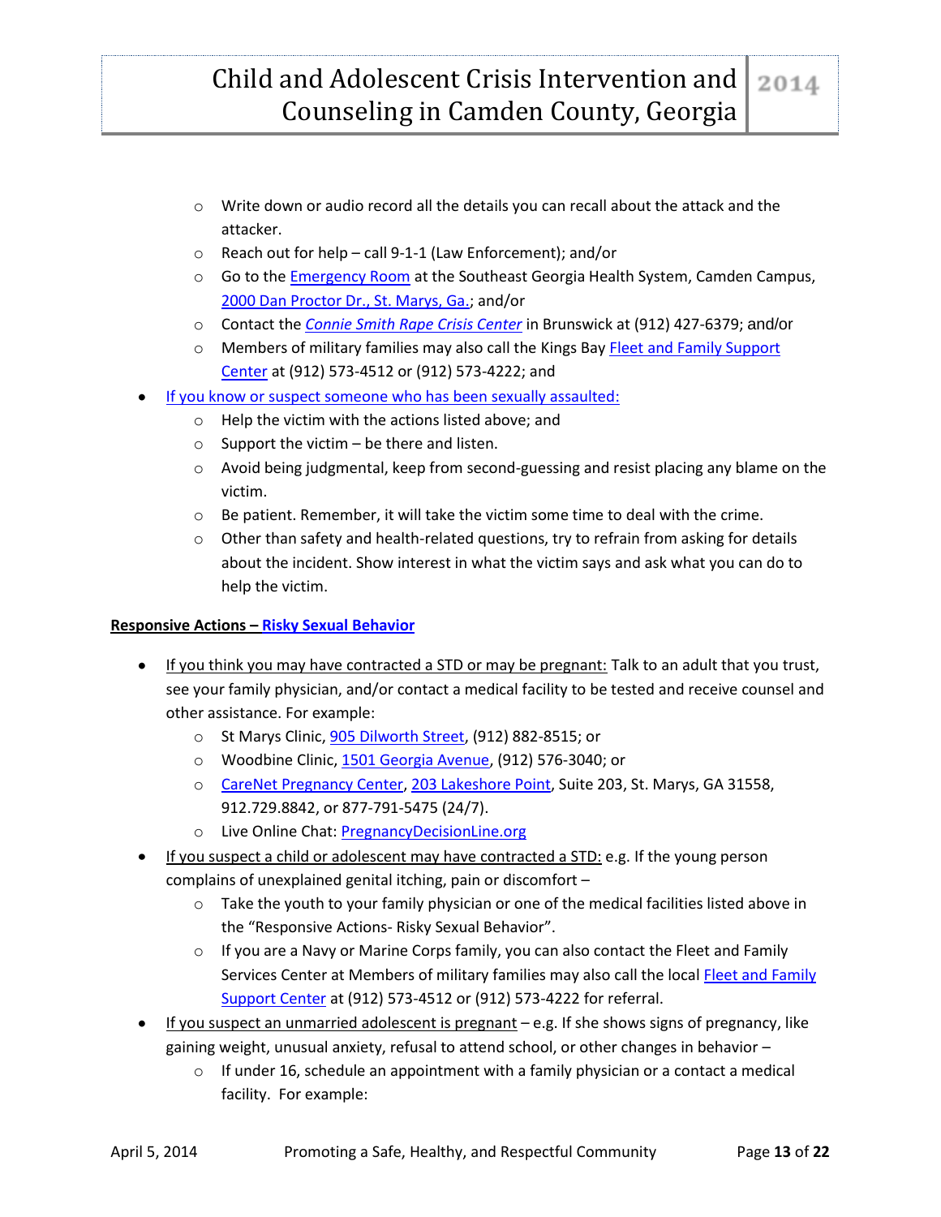- Write down or audio record all the details you can recall about the attack and the attacker.
   - Reach out for help – call 9-1-1 (Law Enforcement); and/or
   - Go to the Emergency Room at the Southeast Georgia Health System, Camden Campus, 2000 Dan Proctor Dr., St. Marys, Ga.; and/or
   - Contact the *Connie Smith Rape Crisis Center* in Brunswick at (912) 427-6379; and/or
   - Members of military families may also call the Kings Bay Fleet and Family Support Center at (912) 573-4512 or (912) 573-4222; and
- If you know or suspect someone who has been sexually assaulted:
   - Help the victim with the actions listed above; and
   - Support the victim – be there and listen.
   - Avoid being judgmental, keep from second-guessing and resist placing any blame on the victim.
   - Be patient. Remember, it will take the victim some time to deal with the crime.
   - Other than safety and health-related questions, try to refrain from asking for details about the incident. Show interest in what the victim says and ask what you can do to help the victim.

**Responsive Actions – Risky Sexual Behavior**

- If you think you may have contracted a STD or may be pregnant: Talk to an adult that you trust, see your family physician, and/or contact a medical facility to be tested and receive counsel and other assistance. For example:
   - St Marys Clinic, 905 Dilworth Street, (912) 882-8515; or
   - Woodbine Clinic, 1501 Georgia Avenue, (912) 576-3040; or
   - CareNet Pregnancy Center, 203 Lakeshore Point, Suite 203, St. Marys, GA 31558, 912.729.8842, or 877-791-5475 (24/7).
   - Live Online Chat: PregnancyDecisionLine.org
- If you suspect a child or adolescent may have contracted a STD: e.g. If the young person complains of unexplained genital itching, pain or discomfort –
   - Take the youth to your family physician or one of the medical facilities listed above in the "Responsive Actions- Risky Sexual Behavior".
   - If you are a Navy or Marine Corps family, you can also contact the Fleet and Family Services Center at Members of military families may also call the local Fleet and Family Support Center at (912) 573-4512 or (912) 573-4222 for referral.
- If you suspect an unmarried adolescent is pregnant – e.g. If she shows signs of pregnancy, like gaining weight, unusual anxiety, refusal to attend school, or other changes in behavior –
   - If under 16, schedule an appointment with a family physician or a contact a medical facility. For example: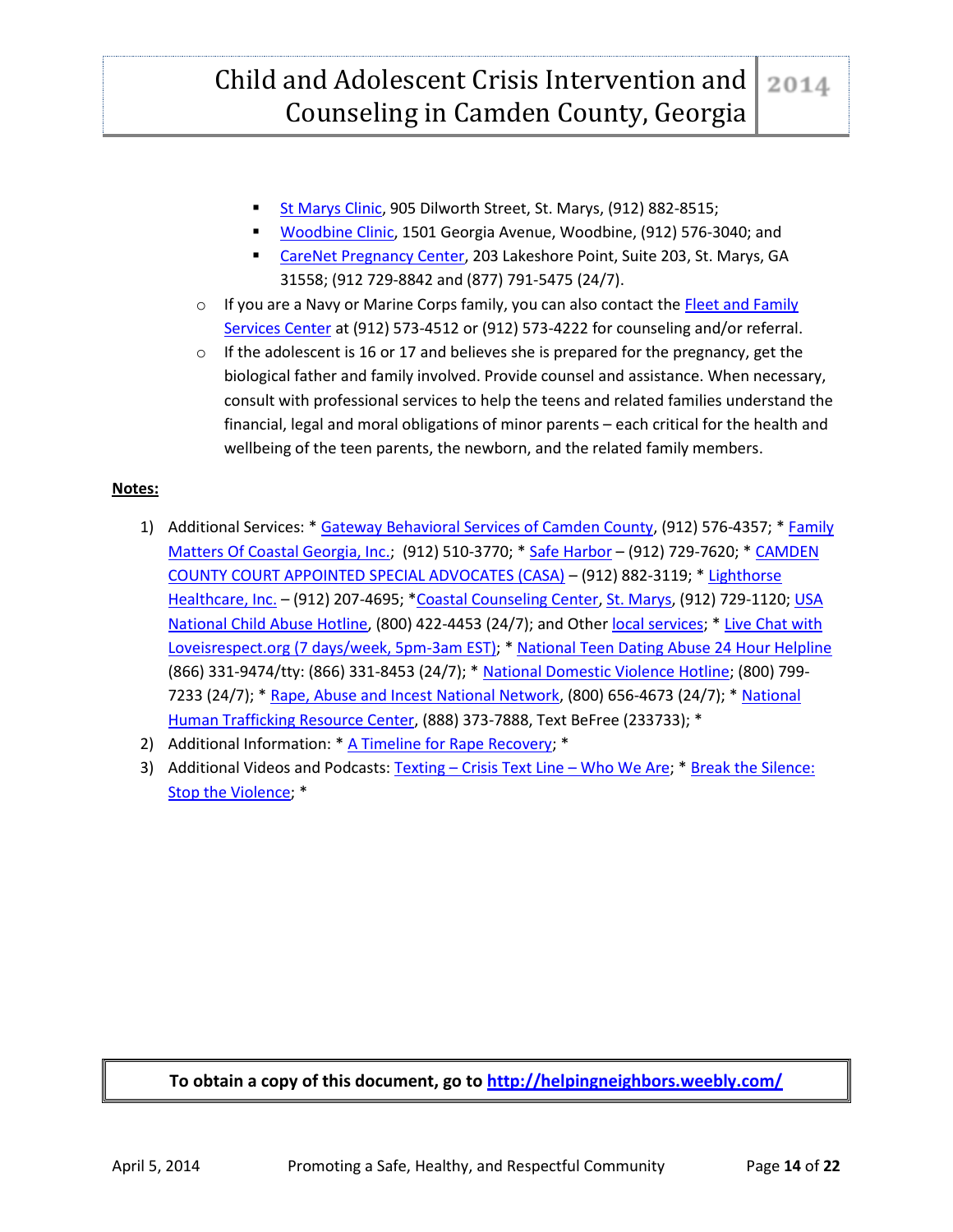- St Marys Clinic, 905 Dilworth Street, St. Marys, (912) 882-8515;
    - Woodbine Clinic, 1501 Georgia Avenue, Woodbine, (912) 576-3040; and
    - CareNet Pregnancy Center, 203 Lakeshore Point, Suite 203, St. Marys, GA 31558; (912 729-8842 and (877) 791-5475 (24/7).
  - If you are a Navy or Marine Corps family, you can also contact the Fleet and Family Services Center at (912) 573-4512 or (912) 573-4222 for counseling and/or referral.
  - If the adolescent is 16 or 17 and believes she is prepared for the pregnancy, get the biological father and family involved. Provide counsel and assistance. When necessary, consult with professional services to help the teens and related families understand the financial, legal and moral obligations of minor parents – each critical for the health and wellbeing of the teen parents, the newborn, and the related family members.

**Notes:**

1) Additional Services: * Gateway Behavioral Services of Camden County, (912) 576-4357; * Family Matters Of Coastal Georgia, Inc.; (912) 510-3770; * Safe Harbor – (912) 729-7620; * CAMDEN COUNTY COURT APPOINTED SPECIAL ADVOCATES (CASA) – (912) 882-3119; * Lighthorse Healthcare, Inc. – (912) 207-4695; *Coastal Counseling Center, St. Marys, (912) 729-1120; USA National Child Abuse Hotline, (800) 422-4453 (24/7); and Other local services; * Live Chat with Loveisrespect.org (7 days/week, 5pm-3am EST); * National Teen Dating Abuse 24 Hour Helpline (866) 331-9474/tty: (866) 331-8453 (24/7); * National Domestic Violence Hotline; (800) 799-7233 (24/7); * Rape, Abuse and Incest National Network, (800) 656-4673 (24/7); * National Human Trafficking Resource Center, (888) 373-7888, Text BeFree (233733); *
2) Additional Information: * A Timeline for Rape Recovery; *
3) Additional Videos and Podcasts: Texting – Crisis Text Line – Who We Are; * Break the Silence: Stop the Violence; *

**To obtain a copy of this document, go to http://helpingneighbors.weebly.com/**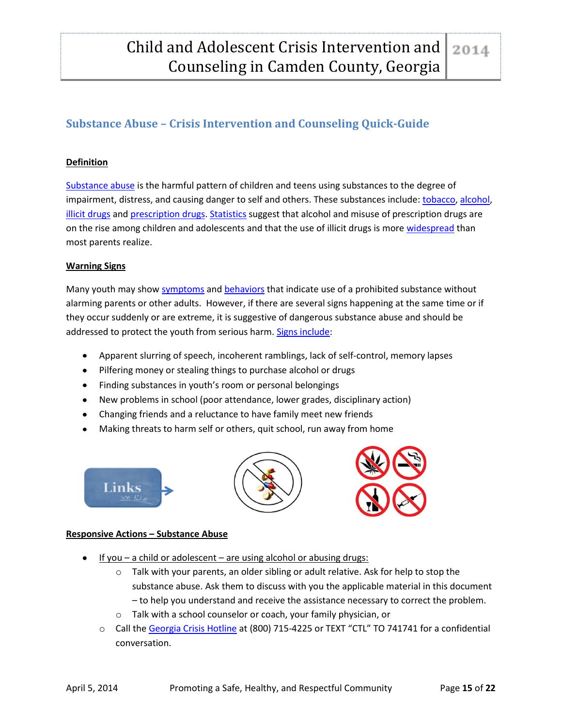## Substance Abuse – Crisis Intervention and Counseling Quick-Guide

**Definition**

Substance abuse is the harmful pattern of children and teens using substances to the degree of impairment, distress, and causing danger to self and others. These substances include: tobacco, alcohol, illicit drugs and prescription drugs. Statistics suggest that alcohol and misuse of prescription drugs are on the rise among children and adolescents and that the use of illicit drugs is more widespread than most parents realize.

**Warning Signs**

Many youth may show symptoms and behaviors that indicate use of a prohibited substance without alarming parents or other adults. However, if there are several signs happening at the same time or if they occur suddenly or are extreme, it is suggestive of dangerous substance abuse and should be addressed to protect the youth from serious harm. Signs include:

- Apparent slurring of speech, incoherent ramblings, lack of self-control, memory lapses
- Pilfering money or stealing things to purchase alcohol or drugs
- Finding substances in youth's room or personal belongings
- New problems in school (poor attendance, lower grades, disciplinary action)
- Changing friends and a reluctance to have family meet new friends
- Making threats to harm self or others, quit school, run away from home

**Responsive Actions – Substance Abuse**

- If you – a child or adolescent – are using alcohol or abusing drugs:
  - Talk with your parents, an older sibling or adult relative. Ask for help to stop the substance abuse. Ask them to discuss with you the applicable material in this document – to help you understand and receive the assistance necessary to correct the problem.
  - Talk with a school counselor or coach, your family physician, or
  - Call the Georgia Crisis Hotline at (800) 715-4225 or TEXT "CTL" TO 741741 for a confidential conversation.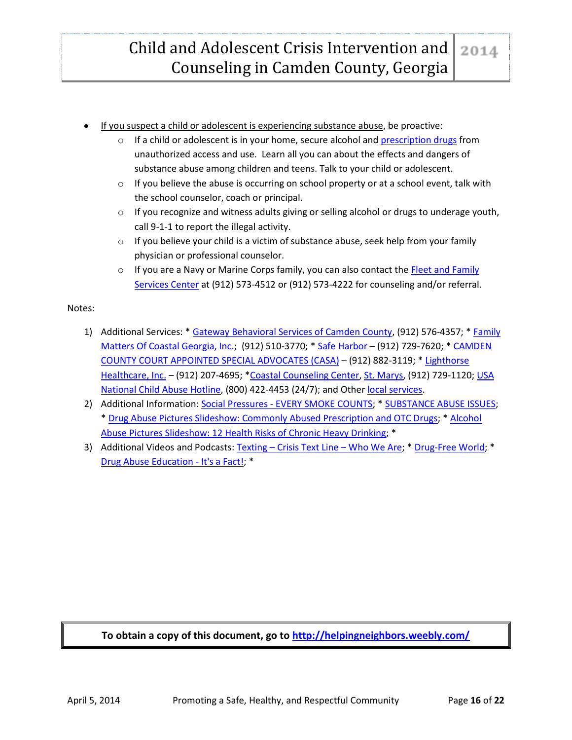- If you suspect a child or adolescent is experiencing substance abuse, be proactive:
  - If a child or adolescent is in your home, secure alcohol and prescription drugs from unauthorized access and use. Learn all you can about the effects and dangers of substance abuse among children and teens. Talk to your child or adolescent.
  - If you believe the abuse is occurring on school property or at a school event, talk with the school counselor, coach or principal.
  - If you recognize and witness adults giving or selling alcohol or drugs to underage youth, call 9-1-1 to report the illegal activity.
  - If you believe your child is a victim of substance abuse, seek help from your family physician or professional counselor.
  - If you are a Navy or Marine Corps family, you can also contact the Fleet and Family Services Center at (912) 573-4512 or (912) 573-4222 for counseling and/or referral.

Notes:

1) Additional Services: * Gateway Behavioral Services of Camden County, (912) 576-4357; * Family Matters Of Coastal Georgia, Inc.; (912) 510-3770; * Safe Harbor – (912) 729-7620; * CAMDEN COUNTY COURT APPOINTED SPECIAL ADVOCATES (CASA) – (912) 882-3119; * Lighthorse Healthcare, Inc. – (912) 207-4695; *Coastal Counseling Center, St. Marys, (912) 729-1120; USA National Child Abuse Hotline, (800) 422-4453 (24/7); and Other local services.
2) Additional Information: Social Pressures - EVERY SMOKE COUNTS; * SUBSTANCE ABUSE ISSUES; * Drug Abuse Pictures Slideshow: Commonly Abused Prescription and OTC Drugs; * Alcohol Abuse Pictures Slideshow: 12 Health Risks of Chronic Heavy Drinking; *
3) Additional Videos and Podcasts: Texting – Crisis Text Line – Who We Are; * Drug-Free World; * Drug Abuse Education - It's a Fact!; *

**To obtain a copy of this document, go to http://helpingneighbors.weebly.com/**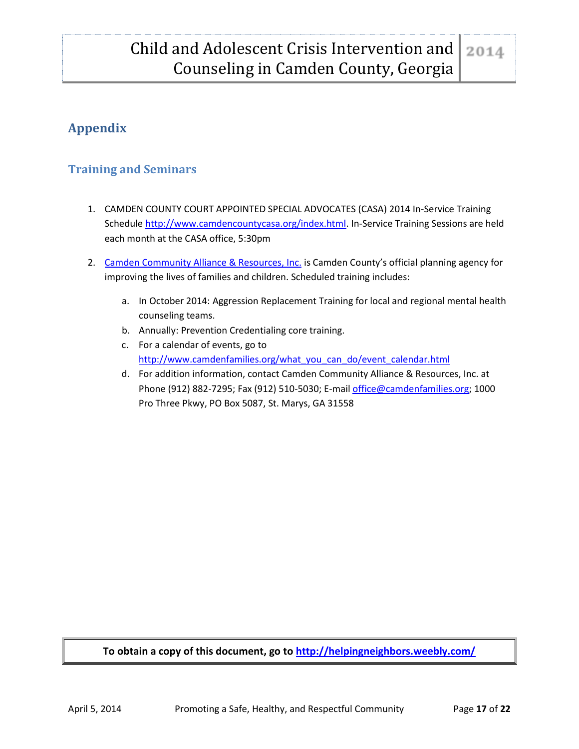## Appendix

### Training and Seminars

1. CAMDEN COUNTY COURT APPOINTED SPECIAL ADVOCATES (CASA) 2014 In-Service Training Schedule [http://www.camdencountycasa.org/index.html](http://www.camdencountycasa.org/index.html). In-Service Training Sessions are held each month at the CASA office, 5:30pm

2. Camden Community Alliance & Resources, Inc. is Camden County's official planning agency for improving the lives of families and children. Scheduled training includes:

   a. In October 2014: Aggression Replacement Training for local and regional mental health counseling teams.
   b. Annually: Prevention Credentialing core training.
   c. For a calendar of events, go to [http://www.camdenfamilies.org/what_you_can_do/event_calendar.html](http://www.camdenfamilies.org/what_you_can_do/event_calendar.html)
   d. For addition information, contact Camden Community Alliance & Resources, Inc. at Phone (912) 882-7295; Fax (912) 510-5030; E-mail office@camdenfamilies.org; 1000 Pro Three Pkwy, PO Box 5087, St. Marys, GA 31558

**To obtain a copy of this document, go to [http://helpingneighbors.weebly.com/](http://helpingneighbors.weebly.com/)**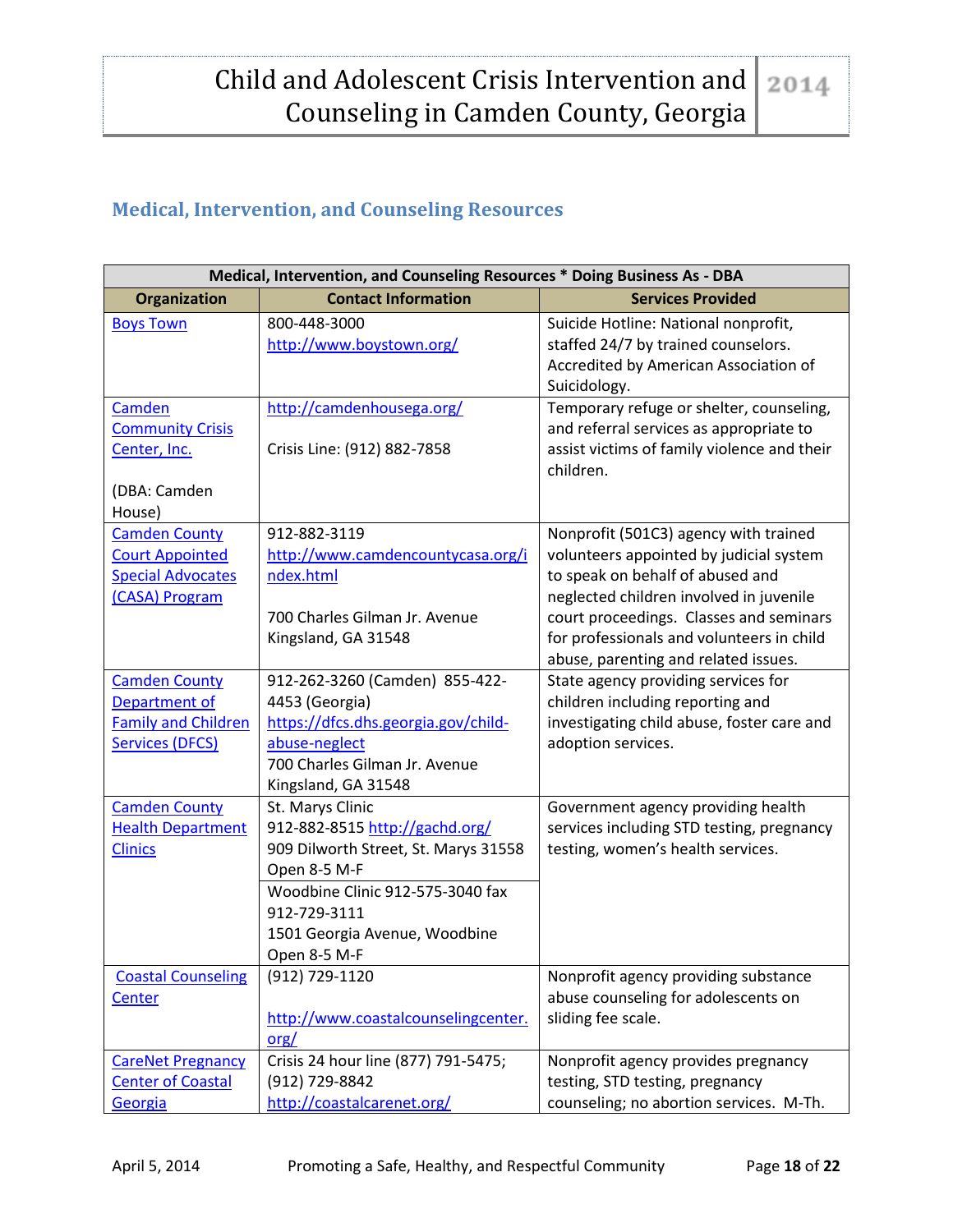## Medical, Intervention, and Counseling Resources

| Medical, Intervention, and Counseling Resources * Doing Business As - DBA | | |
|---|---|---|
| **Organization** | **Contact Information** | **Services Provided** |
| Boys Town | 800-448-3000<br>http://www.boystown.org/ | Suicide Hotline: National nonprofit, staffed 24/7 by trained counselors. Accredited by American Association of Suicidology. |
| Camden Community Crisis Center, Inc.<br><br>(DBA: Camden House) | http://camdenhousega.org/<br><br>Crisis Line: (912) 882-7858 | Temporary refuge or shelter, counseling, and referral services as appropriate to assist victims of family violence and their children. |
| Camden County Court Appointed Special Advocates (CASA) Program | 912-882-3119<br>http://www.camdencountycasa.org/index.html<br><br>700 Charles Gilman Jr. Avenue<br>Kingsland, GA 31548 | Nonprofit (501C3) agency with trained volunteers appointed by judicial system to speak on behalf of abused and neglected children involved in juvenile court proceedings. Classes and seminars for professionals and volunteers in child abuse, parenting and related issues. |
| Camden County Department of Family and Children Services (DFCS) | 912-262-3260 (Camden) 855-422-4453 (Georgia)<br>https://dfcs.dhs.georgia.gov/child-abuse-neglect<br>700 Charles Gilman Jr. Avenue<br>Kingsland, GA 31548 | State agency providing services for children including reporting and investigating child abuse, foster care and adoption services. |
| Camden County Health Department Clinics | St. Marys Clinic<br>912-882-8515 http://gachd.org/<br>909 Dilworth Street, St. Marys 31558<br>Open 8-5 M-F<br><br>Woodbine Clinic 912-575-3040 fax 912-729-3111<br>1501 Georgia Avenue, Woodbine<br>Open 8-5 M-F | Government agency providing health services including STD testing, pregnancy testing, women's health services. |
| Coastal Counseling Center | (912) 729-1120<br><br>http://www.coastalcounselingcenter.org/ | Nonprofit agency providing substance abuse counseling for adolescents on sliding fee scale. |
| CareNet Pregnancy Center of Coastal Georgia | Crisis 24 hour line (877) 791-5475; (912) 729-8842<br>http://coastalcarenet.org/ | Nonprofit agency provides pregnancy testing, STD testing, pregnancy counseling; no abortion services. M-Th. |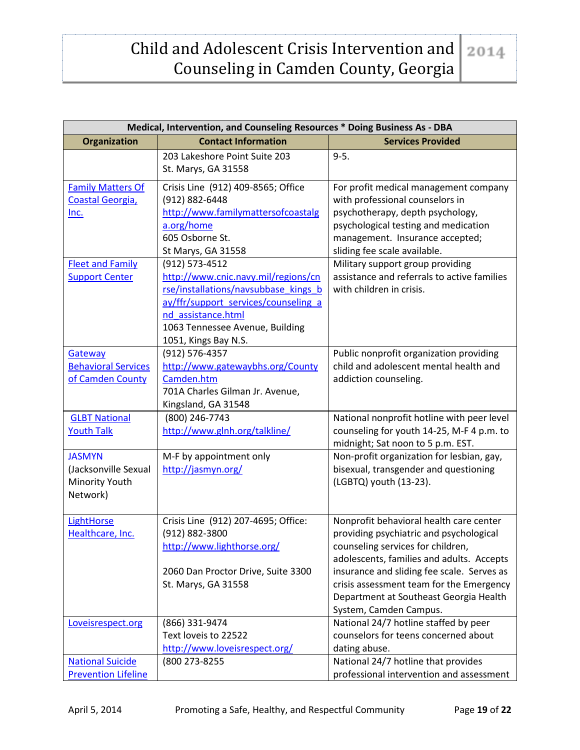| Medical, Intervention, and Counseling Resources * Doing Business As - DBA | | |
|---|---|---|
| **Organization** | **Contact Information** | **Services Provided** |
| | 203 Lakeshore Point Suite 203<br>St. Marys, GA 31558 | 9-5. |
| Family Matters Of Coastal Georgia, Inc. | Crisis Line (912) 409-8565; Office (912) 882-6448<br>http://www.familymattersofcoastalga.org/home<br>605 Osborne St.<br>St Marys, GA 31558 | For profit medical management company with professional counselors in psychotherapy, depth psychology, psychological testing and medication management. Insurance accepted; sliding fee scale available. |
| Fleet and Family Support Center | (912) 573-4512<br>http://www.cnic.navy.mil/regions/cnrse/installations/navsubbase_kings_bay/ffr/support_services/counseling_and_assistance.html<br>1063 Tennessee Avenue, Building 1051, Kings Bay N.S. | Military support group providing assistance and referrals to active families with children in crisis. |
| Gateway Behavioral Services of Camden County | (912) 576-4357<br>http://www.gatewaybhs.org/CountyCamden.htm<br>701A Charles Gilman Jr. Avenue, Kingsland, GA 31548 | Public nonprofit organization providing child and adolescent mental health and addiction counseling. |
| GLBT National Youth Talk | (800) 246-7743<br>http://www.glnh.org/talkline/ | National nonprofit hotline with peer level counseling for youth 14-25, M-F 4 p.m. to midnight; Sat noon to 5 p.m. EST. |
| JASMYN (Jacksonville Sexual Minority Youth Network) | M-F by appointment only<br>http://jasmyn.org/ | Non-profit organization for lesbian, gay, bisexual, transgender and questioning (LGBTQ) youth (13-23). |
| LightHorse Healthcare, Inc. | Crisis Line (912) 207-4695; Office: (912) 882-3800<br>http://www.lighthorse.org/<br><br>2060 Dan Proctor Drive, Suite 3300<br>St. Marys, GA 31558 | Nonprofit behavioral health care center providing psychiatric and psychological counseling services for children, adolescents, families and adults. Accepts insurance and sliding fee scale. Serves as crisis assessment team for the Emergency Department at Southeast Georgia Health System, Camden Campus. |
| Loveisrespect.org | (866) 331-9474<br>Text loveis to 22522<br>http://www.loveisrespect.org/ | National 24/7 hotline staffed by peer counselors for teens concerned about dating abuse. |
| National Suicide Prevention Lifeline | (800 273-8255 | National 24/7 hotline that provides professional intervention and assessment |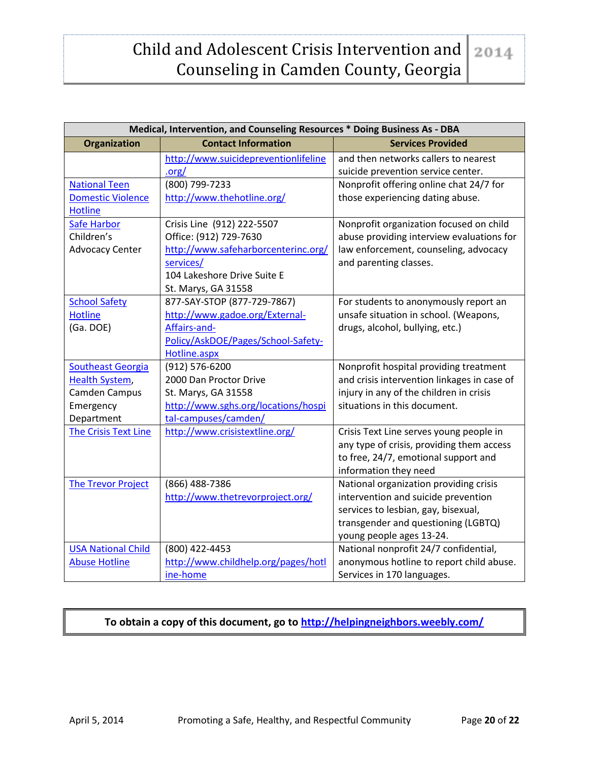| Medical, Intervention, and Counseling Resources * Doing Business As - DBA | | |
|---|---|---|
| **Organization** | **Contact Information** | **Services Provided** |
| | http://www.suicidepreventionlifeline.org/ | and then networks callers to nearest suicide prevention service center. |
| National Teen Domestic Violence Hotline | (800) 799-7233<br>http://www.thehotline.org/ | Nonprofit offering online chat 24/7 for those experiencing dating abuse. |
| Safe Harbor Children's Advocacy Center | Crisis Line (912) 222-5507<br>Office: (912) 729-7630<br>http://www.safeharborcenterinc.org/services/<br>104 Lakeshore Drive Suite E<br>St. Marys, GA 31558 | Nonprofit organization focused on child abuse providing interview evaluations for law enforcement, counseling, advocacy and parenting classes. |
| School Safety Hotline (Ga. DOE) | 877-SAY-STOP (877-729-7867)<br>http://www.gadoe.org/External-Affairs-and-Policy/AskDOE/Pages/School-Safety-Hotline.aspx | For students to anonymously report an unsafe situation in school. (Weapons, drugs, alcohol, bullying, etc.) |
| Southeast Georgia Health System, Camden Campus Emergency Department | (912) 576-6200<br>2000 Dan Proctor Drive<br>St. Marys, GA 31558<br>http://www.sghs.org/locations/hospital-campuses/camden/ | Nonprofit hospital providing treatment and crisis intervention linkages in case of injury in any of the children in crisis situations in this document. |
| The Crisis Text Line | http://www.crisistextline.org/ | Crisis Text Line serves young people in any type of crisis, providing them access to free, 24/7, emotional support and information they need |
| The Trevor Project | (866) 488-7386<br>http://www.thetrevorproject.org/ | National organization providing crisis intervention and suicide prevention services to lesbian, gay, bisexual, transgender and questioning (LGBTQ) young people ages 13-24. |
| USA National Child Abuse Hotline | (800) 422-4453<br>http://www.childhelp.org/pages/hotline-home | National nonprofit 24/7 confidential, anonymous hotline to report child abuse. Services in 170 languages. |

**To obtain a copy of this document, go to http://helpingneighbors.weebly.com/**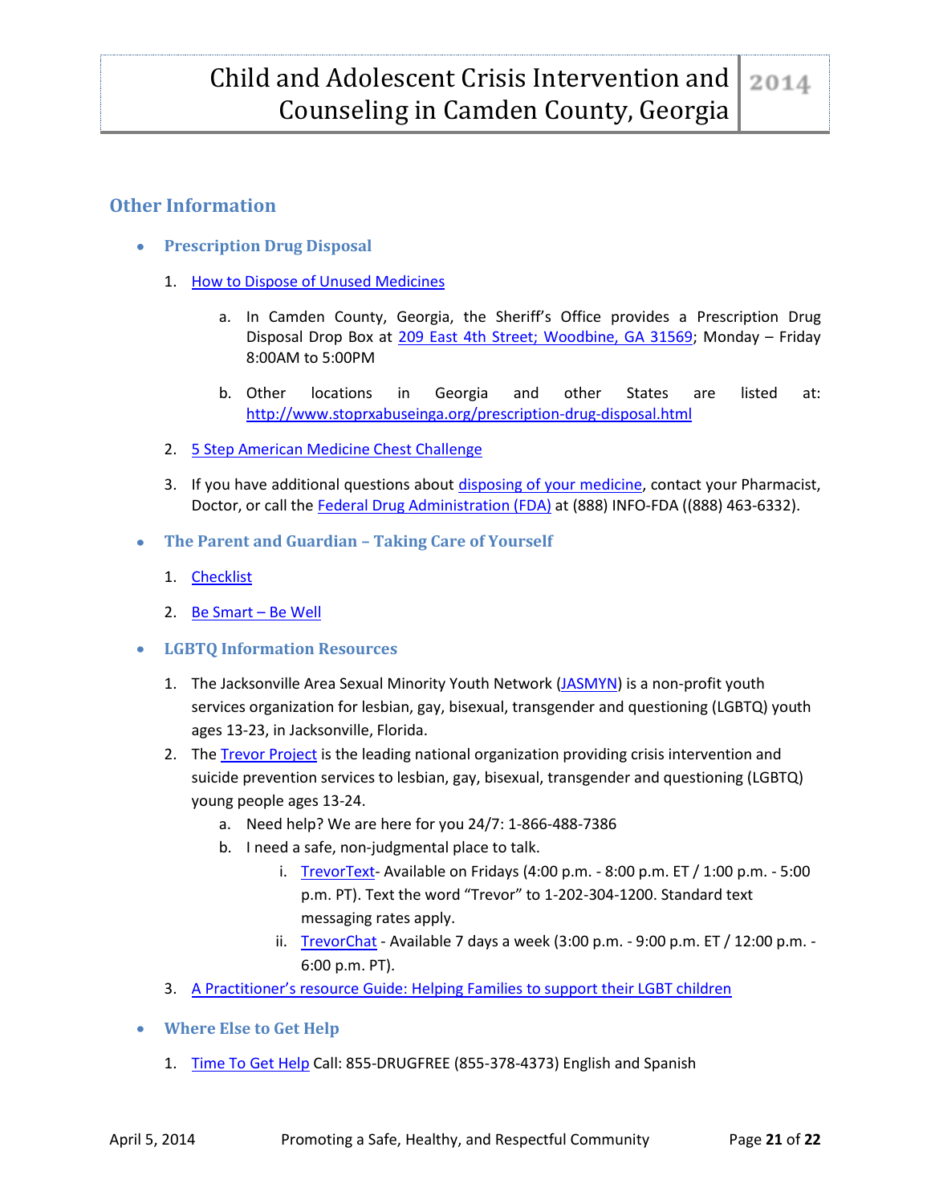## Other Information

- **Prescription Drug Disposal**

  1. How to Dispose of Unused Medicines

     a. In Camden County, Georgia, the Sheriff's Office provides a Prescription Drug Disposal Drop Box at 209 East 4th Street; Woodbine, GA 31569; Monday – Friday 8:00AM to 5:00PM

     b. Other locations in Georgia and other States are listed at: http://www.stoprxabuseinga.org/prescription-drug-disposal.html

  2. 5 Step American Medicine Chest Challenge

  3. If you have additional questions about disposing of your medicine, contact your Pharmacist, Doctor, or call the Federal Drug Administration (FDA) at (888) INFO-FDA ((888) 463-6332).

- **The Parent and Guardian – Taking Care of Yourself**

  1. Checklist

  2. Be Smart – Be Well

- **LGBTQ Information Resources**

  1. The Jacksonville Area Sexual Minority Youth Network (JASMYN) is a non-profit youth services organization for lesbian, gay, bisexual, transgender and questioning (LGBTQ) youth ages 13-23, in Jacksonville, Florida.
  2. The Trevor Project is the leading national organization providing crisis intervention and suicide prevention services to lesbian, gay, bisexual, transgender and questioning (LGBTQ) young people ages 13-24.
     a. Need help? We are here for you 24/7: 1-866-488-7386
     b. I need a safe, non-judgmental place to talk.
        i. TrevorText- Available on Fridays (4:00 p.m. - 8:00 p.m. ET / 1:00 p.m. - 5:00 p.m. PT). Text the word "Trevor" to 1-202-304-1200. Standard text messaging rates apply.
        ii. TrevorChat - Available 7 days a week (3:00 p.m. - 9:00 p.m. ET / 12:00 p.m. - 6:00 p.m. PT).
  3. A Practitioner's resource Guide: Helping Families to support their LGBT children

- **Where Else to Get Help**

  1. Time To Get Help Call: 855-DRUGFREE (855-378-4373) English and Spanish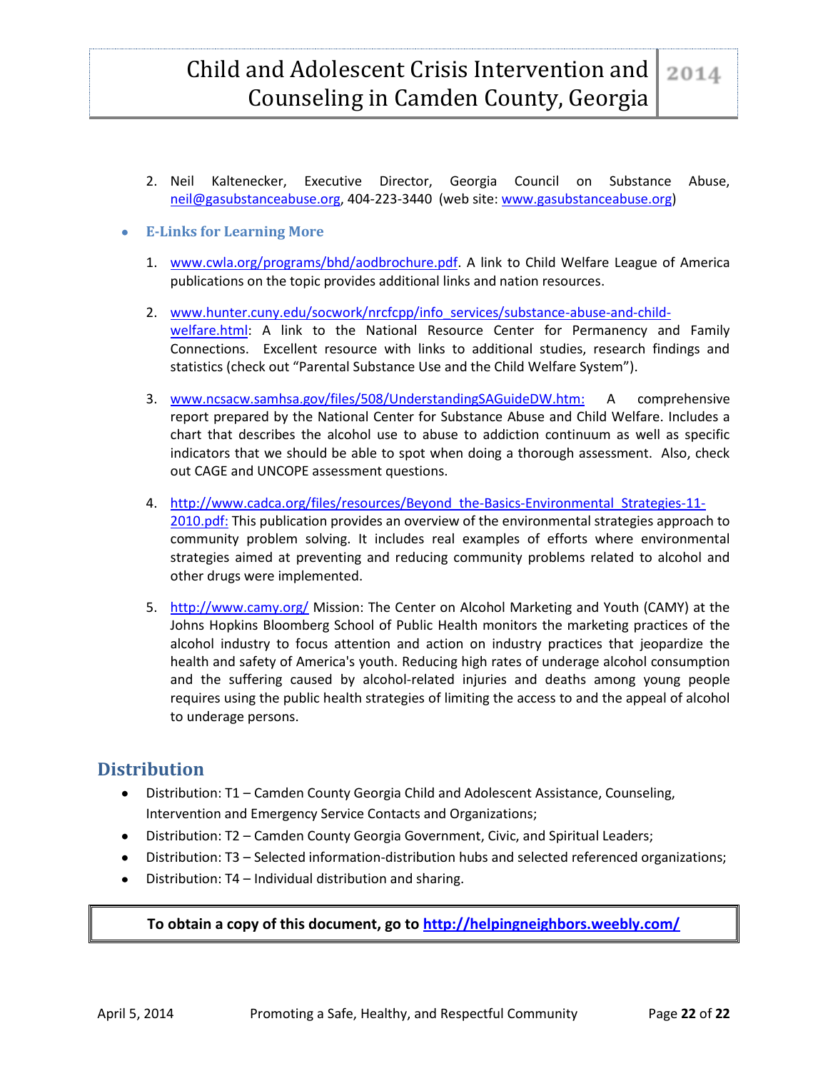2. Neil Kaltenecker, Executive Director, Georgia Council on Substance Abuse, neil@gasubstanceabuse.org, 404-223-3440 (web site: www.gasubstanceabuse.org)

- **E-Links for Learning More**

  1. www.cwla.org/programs/bhd/aodbrochure.pdf. A link to Child Welfare League of America publications on the topic provides additional links and nation resources.

  2. www.hunter.cuny.edu/socwork/nrcfcpp/info_services/substance-abuse-and-child-welfare.html: A link to the National Resource Center for Permanency and Family Connections. Excellent resource with links to additional studies, research findings and statistics (check out "Parental Substance Use and the Child Welfare System").

  3. www.ncsacw.samhsa.gov/files/508/UnderstandingSAGuideDW.htm: A comprehensive report prepared by the National Center for Substance Abuse and Child Welfare. Includes a chart that describes the alcohol use to abuse to addiction continuum as well as specific indicators that we should be able to spot when doing a thorough assessment. Also, check out CAGE and UNCOPE assessment questions.

  4. http://www.cadca.org/files/resources/Beyond_the-Basics-Environmental_Strategies-11-2010.pdf: This publication provides an overview of the environmental strategies approach to community problem solving. It includes real examples of efforts where environmental strategies aimed at preventing and reducing community problems related to alcohol and other drugs were implemented.

  5. http://www.camy.org/ Mission: The Center on Alcohol Marketing and Youth (CAMY) at the Johns Hopkins Bloomberg School of Public Health monitors the marketing practices of the alcohol industry to focus attention and action on industry practices that jeopardize the health and safety of America's youth. Reducing high rates of underage alcohol consumption and the suffering caused by alcohol-related injuries and deaths among young people requires using the public health strategies of limiting the access to and the appeal of alcohol to underage persons.

## Distribution

- Distribution: T1 – Camden County Georgia Child and Adolescent Assistance, Counseling, Intervention and Emergency Service Contacts and Organizations;
- Distribution: T2 – Camden County Georgia Government, Civic, and Spiritual Leaders;
- Distribution: T3 – Selected information-distribution hubs and selected referenced organizations;
- Distribution: T4 – Individual distribution and sharing.

**To obtain a copy of this document, go to http://helpingneighbors.weebly.com/**